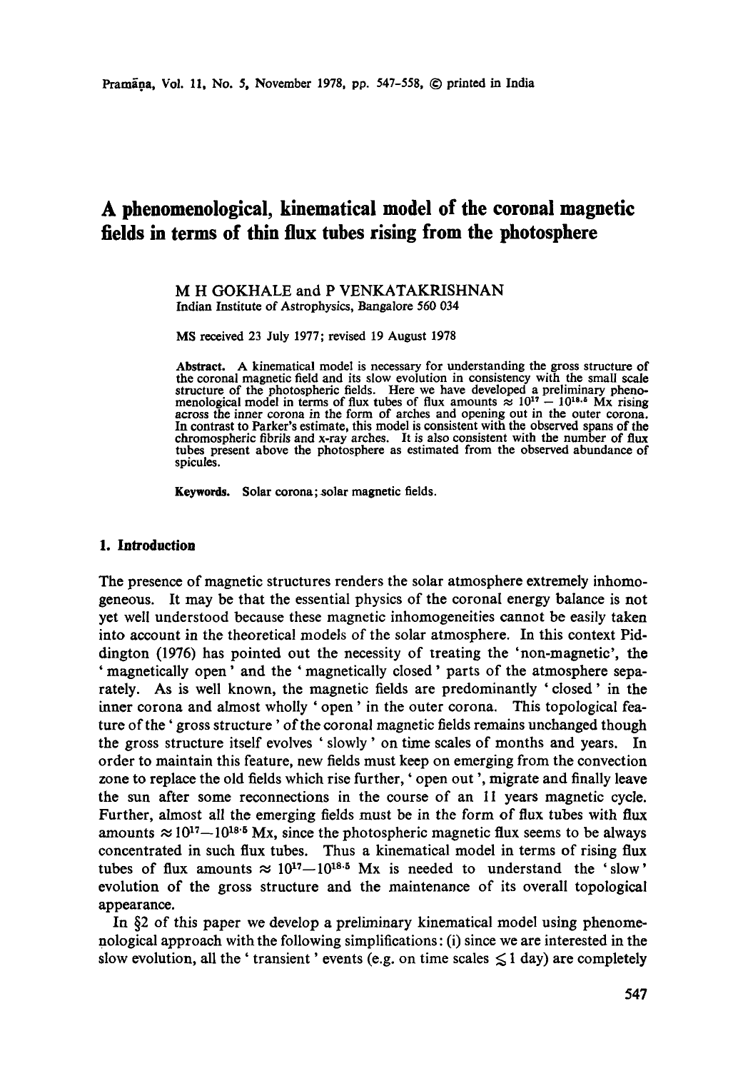# A phenomenological, kinematical model of the coronal magnetic fields in terms of thin flux tubes rising from the photosphere

M H GOKHALE and P VENKATAKRISHNAN
Indian Institute of Astrophysics, Bangalore 560 034

MS received 23 July 1977; revised 19 August 1978

**Abstract.** A kinematical model is necessary for understanding the gross structure of the coronal magnetic field and its slow evolution in consistency with the small scale structure of the photospheric fields. Here we have developed a preliminary phenomenological model in terms of flux tubes of flux amounts $\approx 10^{17} - 10^{18.5}$ Mx rising across the inner corona in the form of arches and opening out in the outer corona. In contrast to Parker's estimate, this model is consistent with the observed spans of the chromospheric fibrils and x-ray arches. It is also consistent with the number of flux tubes present above the photosphere as estimated from the observed abundance of spicules.

**Keywords.** Solar corona; solar magnetic fields.

## 1. Introduction

The presence of magnetic structures renders the solar atmosphere extremely inhomogeneous. It may be that the essential physics of the coronal energy balance is not yet well understood because these magnetic inhomogeneities cannot be easily taken into account in the theoretical models of the solar atmosphere. In this context Piddington (1976) has pointed out the necessity of treating the 'non-magnetic', the 'magnetically open' and the 'magnetically closed' parts of the atmosphere separately. As is well known, the magnetic fields are predominantly 'closed' in the inner corona and almost wholly 'open' in the outer corona. This topological feature of the 'gross structure' of the coronal magnetic fields remains unchanged though the gross structure itself evolves 'slowly' on time scales of months and years. In order to maintain this feature, new fields must keep on emerging from the convection zone to replace the old fields which rise further, 'open out', migrate and finally leave the sun after some reconnections in the course of an 11 years magnetic cycle. Further, almost all the emerging fields must be in the form of flux tubes with flux amounts $\approx 10^{17} - 10^{18.5}$ Mx, since the photospheric magnetic flux seems to be always concentrated in such flux tubes. Thus a kinematical model in terms of rising flux tubes of flux amounts $\approx 10^{17} - 10^{18.5}$ Mx is needed to understand the 'slow' evolution of the gross structure and the maintenance of its overall topological appearance.

In §2 of this paper we develop a preliminary kinematical model using phenomenological approach with the following simplifications: (i) since we are interested in the slow evolution, all the 'transient' events (e.g. on time scales $\lesssim 1$ day) are completely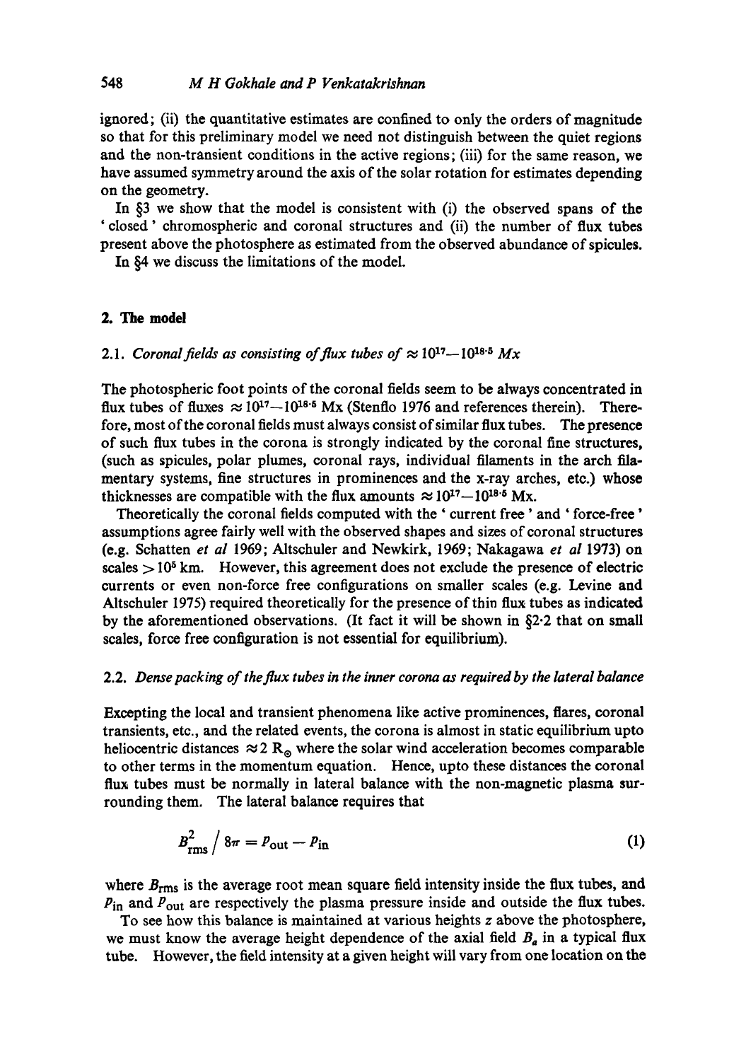ignored; (ii) the quantitative estimates are confined to only the orders of magnitude so that for this preliminary model we need not distinguish between the quiet regions and the non-transient conditions in the active regions; (iii) for the same reason, we have assumed symmetry around the axis of the solar rotation for estimates depending on the geometry.

In §3 we show that the model is consistent with (i) the observed spans of the 'closed' chromospheric and coronal structures and (ii) the number of flux tubes present above the photosphere as estimated from the observed abundance of spicules.

In §4 we discuss the limitations of the model.

## 2. The model

### 2.1. *Coronal fields as consisting of flux tubes of $\approx 10^{17}$—$10^{18.5}$ Mx*

The photospheric foot points of the coronal fields seem to be always concentrated in flux tubes of fluxes $\approx 10^{17}$—$10^{18.5}$ Mx (Stenflo 1976 and references therein). Therefore, most of the coronal fields must always consist of similar flux tubes. The presence of such flux tubes in the corona is strongly indicated by the coronal fine structures, (such as spicules, polar plumes, coronal rays, individual filaments in the arch filamentary systems, fine structures in prominences and the x-ray arches, etc.) whose thicknesses are compatible with the flux amounts $\approx 10^{17}$—$10^{18.5}$ Mx.

Theoretically the coronal fields computed with the 'current free' and 'force-free' assumptions agree fairly well with the observed shapes and sizes of coronal structures (e.g. Schatten *et al* 1969; Altschuler and Newkirk, 1969; Nakagawa *et al* 1973) on scales $> 10^5$ km. However, this agreement does not exclude the presence of electric currents or even non-force free configurations on smaller scales (e.g. Levine and Altschuler 1975) required theoretically for the presence of thin flux tubes as indicated by the aforementioned observations. (It fact it will be shown in §2·2 that on small scales, force free configuration is not essential for equilibrium).

### 2.2. *Dense packing of the flux tubes in the inner corona as required by the lateral balance*

Excepting the local and transient phenomena like active prominences, flares, coronal transients, etc., and the related events, the corona is almost in static equilibrium upto heliocentric distances $\approx 2\ R_\odot$ where the solar wind acceleration becomes comparable to other terms in the momentum equation. Hence, upto these distances the coronal flux tubes must be normally in lateral balance with the non-magnetic plasma surrounding them. The lateral balance requires that

$$B^2_{\rm rms} \Big/ 8\pi = P_{\rm out} - P_{\rm in} \tag{1}$$

where $B_{\rm rms}$ is the average root mean square field intensity inside the flux tubes, and $P_{\rm in}$ and $P_{\rm out}$ are respectively the plasma pressure inside and outside the flux tubes.

To see how this balance is maintained at various heights $z$ above the photosphere, we must know the average height dependence of the axial field $B_a$ in a typical flux tube. However, the field intensity at a given height will vary from one location on the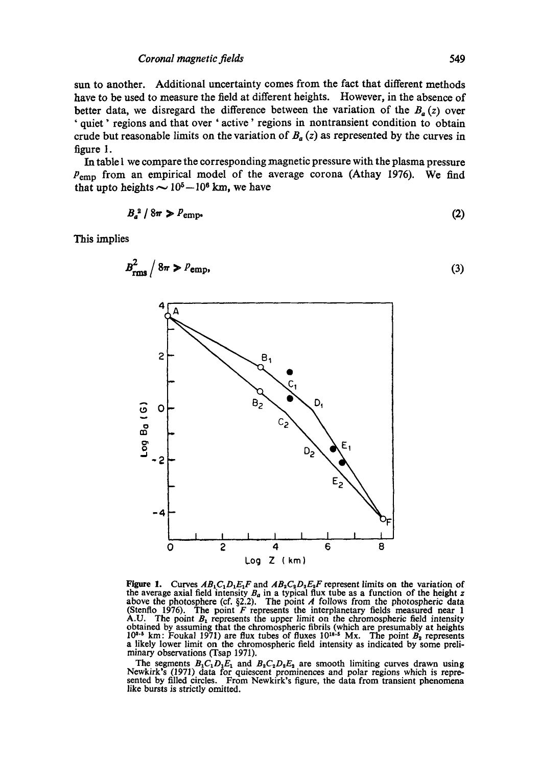sun to another. Additional uncertainty comes from the fact that different methods have to be used to measure the field at different heights. However, in the absence of better data, we disregard the difference between the variation of the $B_a(z)$ over 'quiet' regions and that over 'active' regions in nontransient condition to obtain crude but reasonable limits on the variation of $B_a(z)$ as represented by the curves in figure 1.

In table 1 we compare the corresponding magnetic pressure with the plasma pressure $p_{\rm emp}$ from an empirical model of the average corona (Athay 1976). We find that upto heights $\sim 10^5 - 10^6$ km, we have

$$B_a^2 / 8\pi \gg p_{\rm emp}. \tag{2}$$

This implies

$$B_{\rm rms}^2 \Big/ 8\pi \gg p_{\rm emp}, \tag{3}$$

**Figure 1.** Curves $AB_1C_1D_1E_1F$ and $AB_2C_2D_2E_2F$ represent limits on the variation of the average axial field intensity $B_a$ in a typical flux tube as a function of the height $z$ above the photosphere (cf. §2.2). The point $A$ follows from the photospheric data (Stenflo 1976). The point $F$ represents the interplanetary fields measured near 1 A.U. The point $B_1$ represents the upper limit on the chromospheric field intensity obtained by assuming that the chromospheric fibrils (which are presumably at heights $10^{3.5}$ km: Foukal 1971) are flux tubes of fluxes $10^{18.5}$ Mx. The point $B_2$ represents a likely lower limit on the chromospheric field intensity as indicated by some preliminary observations (Tsap 1971).

The segments $B_1C_1D_1E_1$ and $B_2C_2D_2E_2$ are smooth limiting curves drawn using Newkirk's (1971) data for quiescent prominences and polar regions which is represented by filled circles. From Newkirk's figure, the data from transient phenomena like bursts is strictly omitted.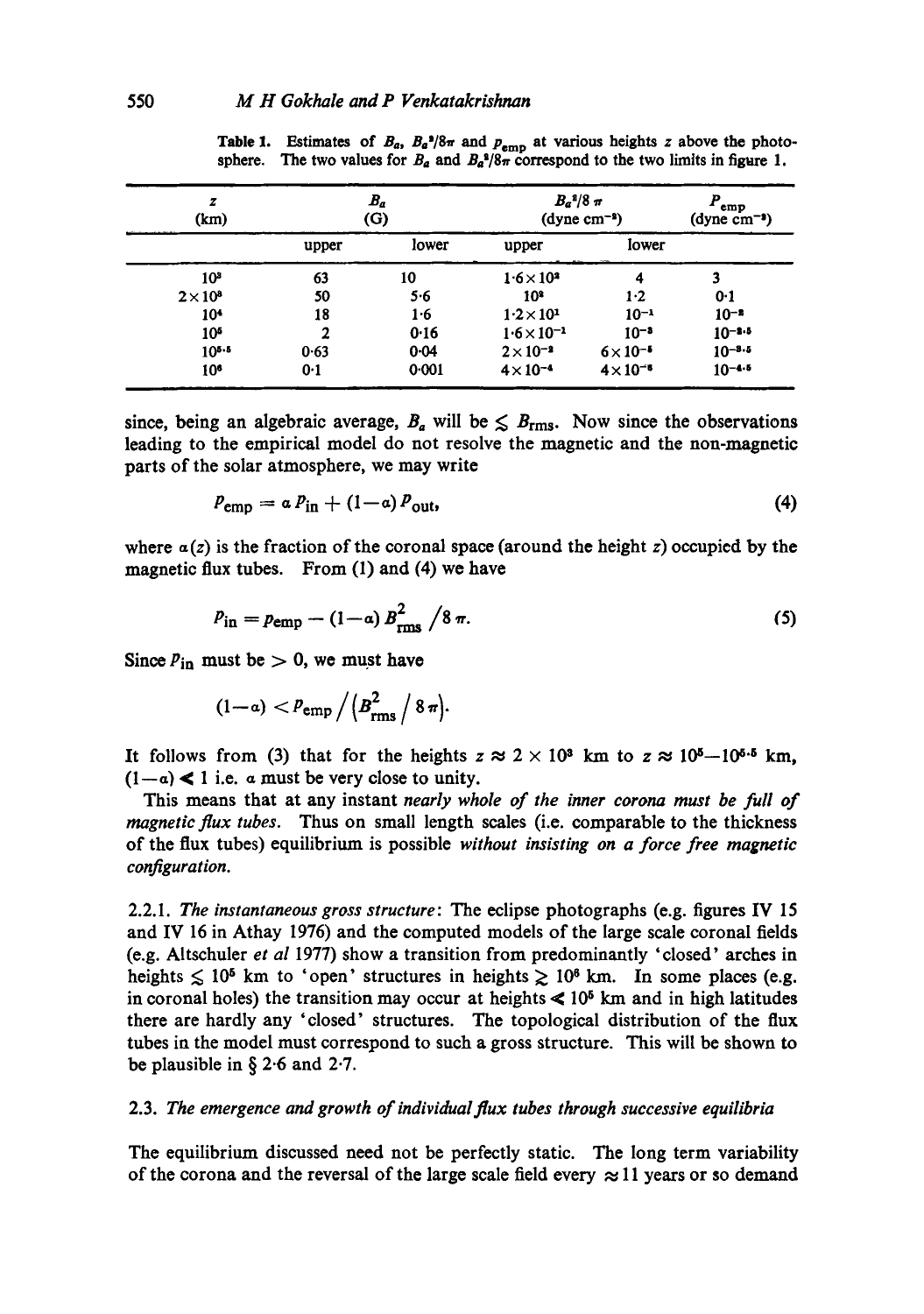**Table 1.** Estimates of $B_a$, $B_a^2/8\pi$ and $p_{emp}$ at various heights $z$ above the photosphere. The two values for $B_a$ and $B_a^2/8\pi$ correspond to the two limits in figure 1.

| $z$ (km) | $B_a$ (G) | | $B_a^2/8\pi$ (dyne cm$^{-2}$) | | $P_{emp}$ (dyne cm$^{-2}$) |
|---|---|---|---|---|---|
| | upper | lower | upper | lower | |
| $10^3$ | 63 | 10 | $1{\cdot}6\times 10^2$ | 4 | 3 |
| $2\times 10^3$ | 50 | 5·6 | $10^2$ | 1·2 | 0·1 |
| $10^4$ | 18 | 1·6 | $1{\cdot}2\times 10^1$ | $10^{-1}$ | $10^{-2}$ |
| $10^5$ | 2 | 0·16 | $1{\cdot}6\times 10^{-1}$ | $10^{-3}$ | $10^{-2{\cdot}5}$ |
| $10^{5{\cdot}5}$ | 0·63 | 0·04 | $2\times 10^{-2}$ | $6\times 10^{-5}$ | $10^{-3{\cdot}5}$ |
| $10^6$ | 0·1 | 0·001 | $4\times 10^{-4}$ | $4\times 10^{-8}$ | $10^{-4{\cdot}5}$ |

since, being an algebraic average, $B_a$ will be $\lesssim B_{rms}$. Now since the observations leading to the empirical model do not resolve the magnetic and the non-magnetic parts of the solar atmosphere, we may write

$$p_{emp} = \alpha\, p_{in} + (1-\alpha)\, p_{out}, \tag{4}$$

where $\alpha(z)$ is the fraction of the coronal space (around the height $z$) occupied by the magnetic flux tubes. From (1) and (4) we have

$$p_{in} = p_{emp} - (1-\alpha)\, B^2_{rms}/8\pi. \tag{5}$$

Since $p_{in}$ must be $> 0$, we must have

$$(1-\alpha) < p_{emp}\Big/\left(B^2_{rms}/8\pi\right).$$

It follows from (3) that for the heights $z \approx 2\times 10^3$ km to $z \approx 10^5$–$10^{5.5}$ km, $(1-\alpha) \ll 1$ i.e. $\alpha$ must be very close to unity.

This means that at any instant *nearly whole of the inner corona must be full of magnetic flux tubes*. Thus on small length scales (i.e. comparable to the thickness of the flux tubes) equilibrium is possible *without insisting on a force free magnetic configuration.*

2.2.1. *The instantaneous gross structure*: The eclipse photographs (e.g. figures IV 15 and IV 16 in Athay 1976) and the computed models of the large scale coronal fields (e.g. Altschuler *et al* 1977) show a transition from predominantly 'closed' arches in heights $\lesssim 10^5$ km to 'open' structures in heights $\gtrsim 10^6$ km. In some places (e.g. in coronal holes) the transition may occur at heights $\ll 10^5$ km and in high latitudes there are hardly any 'closed' structures. The topological distribution of the flux tubes in the model must correspond to such a gross structure. This will be shown to be plausible in § 2·6 and 2·7.

### 2.3. *The emergence and growth of individual flux tubes through successive equilibria*

The equilibrium discussed need not be perfectly static. The long term variability of the corona and the reversal of the large scale field every $\approx 11$ years or so demand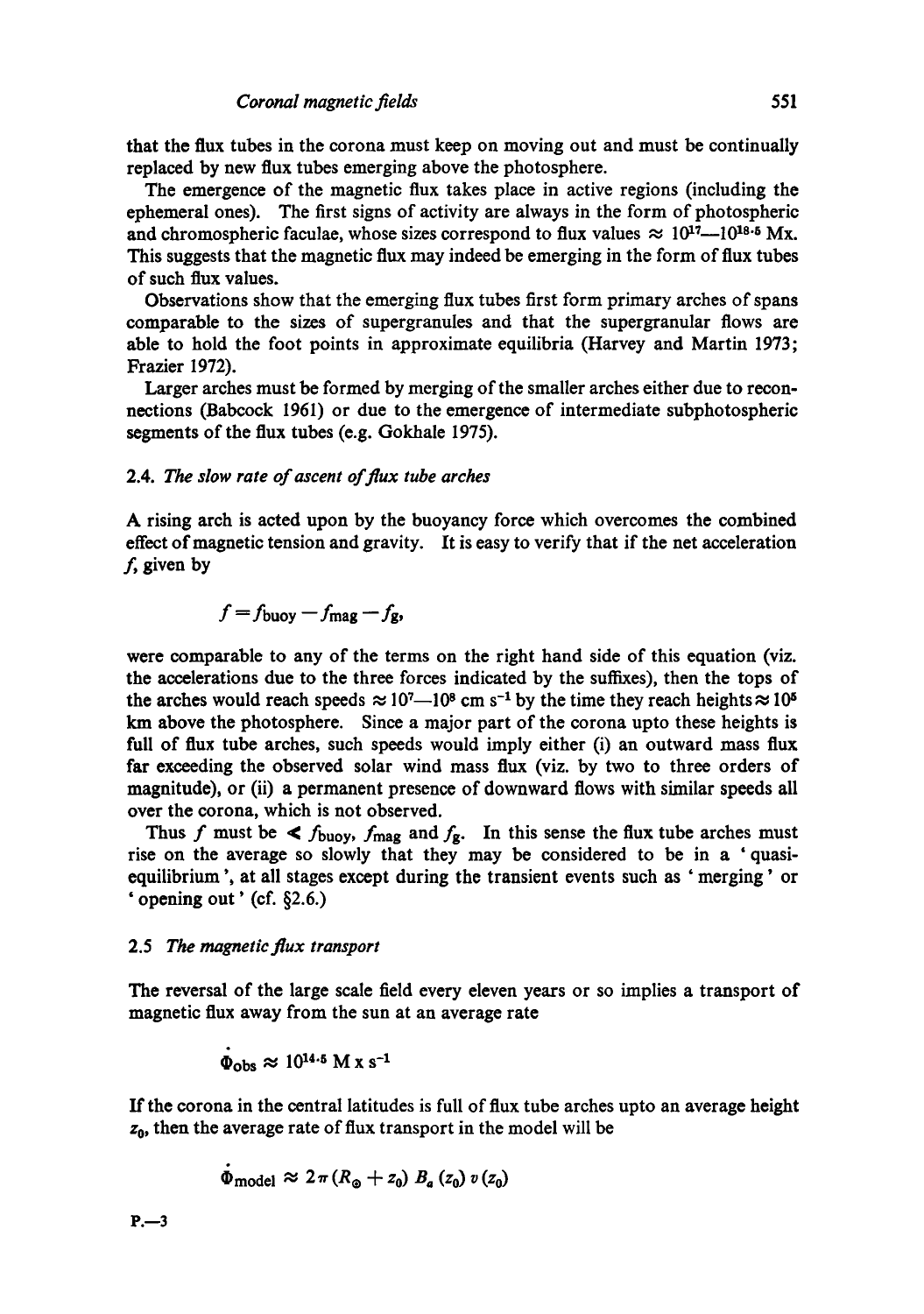that the flux tubes in the corona must keep on moving out and must be continually replaced by new flux tubes emerging above the photosphere.

The emergence of the magnetic flux takes place in active regions (including the ephemeral ones). The first signs of activity are always in the form of photospheric and chromospheric faculae, whose sizes correspond to flux values $\approx 10^{17}$—$10^{18.5}$ Mx. This suggests that the magnetic flux may indeed be emerging in the form of flux tubes of such flux values.

Observations show that the emerging flux tubes first form primary arches of spans comparable to the sizes of supergranules and that the supergranular flows are able to hold the foot points in approximate equilibria (Harvey and Martin 1973; Frazier 1972).

Larger arches must be formed by merging of the smaller arches either due to reconnections (Babcock 1961) or due to the emergence of intermediate subphotospheric segments of the flux tubes (e.g. Gokhale 1975).

### 2.4. *The slow rate of ascent of flux tube arches*

A rising arch is acted upon by the buoyancy force which overcomes the combined effect of magnetic tension and gravity. It is easy to verify that if the net acceleration $f$, given by

$$f = f_{\text{buoy}} - f_{\text{mag}} - f_{\text{g}},$$

were comparable to any of the terms on the right hand side of this equation (viz. the accelerations due to the three forces indicated by the suffixes), then the tops of the arches would reach speeds $\approx 10^{7}$—$10^{8}$ cm s$^{-1}$ by the time they reach heights $\approx 10^{5}$ km above the photosphere. Since a major part of the corona upto these heights is full of flux tube arches, such speeds would imply either (i) an outward mass flux far exceeding the observed solar wind mass flux (viz. by two to three orders of magnitude), or (ii) a permanent presence of downward flows with similar speeds all over the corona, which is not observed.

Thus $f$ must be $\ll f_{\text{buoy}}$, $f_{\text{mag}}$ and $f_{\text{g}}$. In this sense the flux tube arches must rise on the average so slowly that they may be considered to be in a 'quasi-equilibrium', at all stages except during the transient events such as 'merging' or 'opening out' (cf. §2.6.)

### 2.5 *The magnetic flux transport*

The reversal of the large scale field every eleven years or so implies a transport of magnetic flux away from the sun at an average rate

$$\dot{\Phi}_{\text{obs}} \approx 10^{14.5} \text{ M x s}^{-1}$$

If the corona in the central latitudes is full of flux tube arches upto an average height $z_0$, then the average rate of flux transport in the model will be

$$\dot{\Phi}_{\text{model}} \approx 2\pi (R_\odot + z_0)\, B_a(z_0)\, v(z_0)$$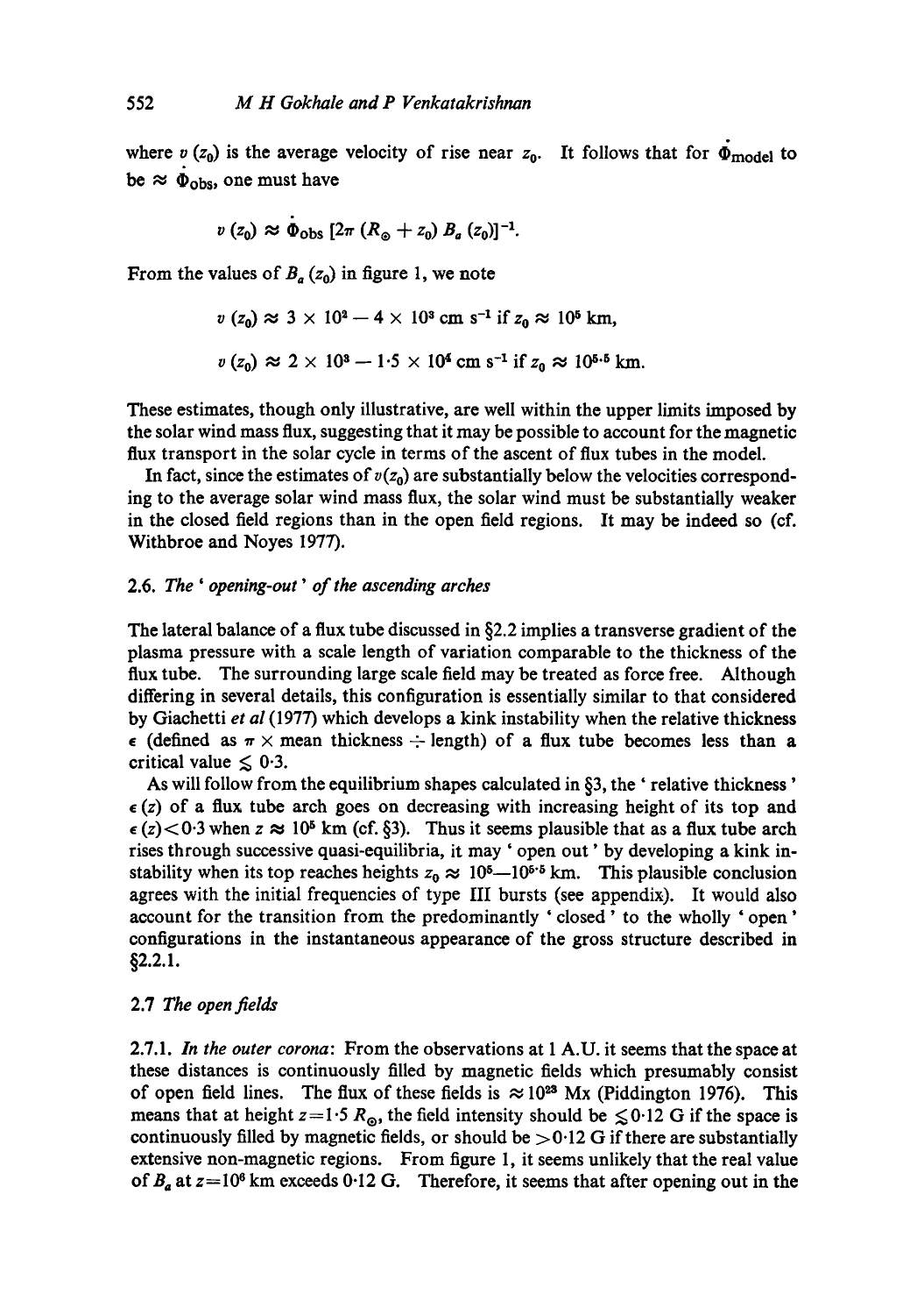where $v(z_0)$ is the average velocity of rise near $z_0$. It follows that for $\dot{\Phi}_{\text{model}}$ to be $\approx \dot{\Phi}_{\text{obs}}$, one must have

$$v(z_0) \approx \dot{\Phi}_{\text{obs}} \, [2\pi (R_\odot + z_0) B_a(z_0)]^{-1}.$$

From the values of $B_a(z_0)$ in figure 1, we note

$$v(z_0) \approx 3 \times 10^2 - 4 \times 10^3 \text{ cm s}^{-1} \text{ if } z_0 \approx 10^5 \text{ km},$$

$$v(z_0) \approx 2 \times 10^3 - 1{\cdot}5 \times 10^4 \text{ cm s}^{-1} \text{ if } z_0 \approx 10^{5{\cdot}5} \text{ km}.$$

These estimates, though only illustrative, are well within the upper limits imposed by the solar wind mass flux, suggesting that it may be possible to account for the magnetic flux transport in the solar cycle in terms of the ascent of flux tubes in the model.

In fact, since the estimates of $v(z_0)$ are substantially below the velocities corresponding to the average solar wind mass flux, the solar wind must be substantially weaker in the closed field regions than in the open field regions. It may be indeed so (cf. Withbroe and Noyes 1977).

### 2.6. *The 'opening-out' of the ascending arches*

The lateral balance of a flux tube discussed in §2.2 implies a transverse gradient of the plasma pressure with a scale length of variation comparable to the thickness of the flux tube. The surrounding large scale field may be treated as force free. Although differing in several details, this configuration is essentially similar to that considered by Giachetti *et al* (1977) which develops a kink instability when the relative thickness $\epsilon$ (defined as $\pi \times$ mean thickness $\div$ length) of a flux tube becomes less than a critical value $\lesssim 0{\cdot}3$.

As will follow from the equilibrium shapes calculated in §3, the 'relative thickness' $\epsilon(z)$ of a flux tube arch goes on decreasing with increasing height of its top and $\epsilon(z) < 0{\cdot}3$ when $z \approx 10^5$ km (cf. §3). Thus it seems plausible that as a flux tube arch rises through successive quasi-equilibria, it may 'open out' by developing a kink instability when its top reaches heights $z_0 \approx 10^5$—$10^{5{\cdot}5}$ km. This plausible conclusion agrees with the initial frequencies of type III bursts (see appendix). It would also account for the transition from the predominantly 'closed' to the wholly 'open' configurations in the instantaneous appearance of the gross structure described in §2.2.1.

### 2.7 *The open fields*

2.7.1. *In the outer corona*: From the observations at 1 A.U. it seems that the space at these distances is continuously filled by magnetic fields which presumably consist of open field lines. The flux of these fields is $\approx 10^{23}$ Mx (Piddington 1976). This means that at height $z = 1{\cdot}5\, R_\odot$, the field intensity should be $\lesssim 0{\cdot}12$ G if the space is continuously filled by magnetic fields, or should be $> 0{\cdot}12$ G if there are substantially extensive non-magnetic regions. From figure 1, it seems unlikely that the real value of $B_a$ at $z = 10^6$ km exceeds $0{\cdot}12$ G. Therefore, it seems that after opening out in the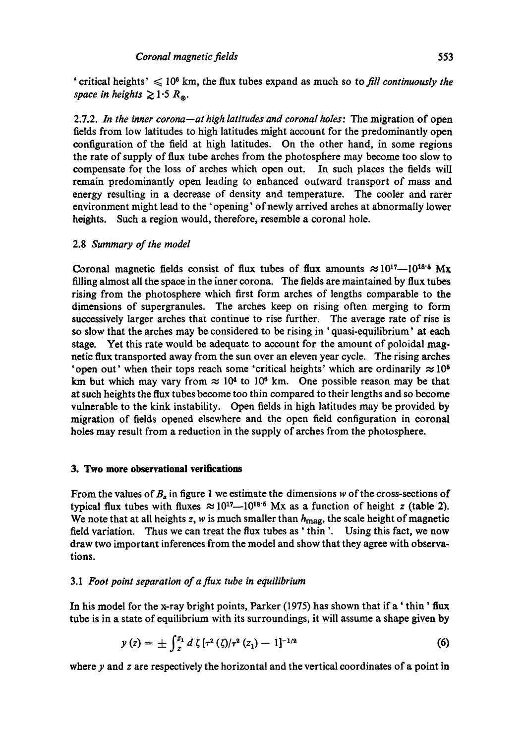'critical heights' $\leqslant 10^6$ km, the flux tubes expand as much so *to fill continuously the space in heights* $\gtrsim 1\cdot 5\ R_{\odot}$.

2.7.2. *In the inner corona—at high latitudes and coronal holes*: The migration of open fields from low latitudes to high latitudes might account for the predominantly open configuration of the field at high latitudes. On the other hand, in some regions the rate of supply of flux tube arches from the photosphere may become too slow to compensate for the loss of arches which open out. In such places the fields will remain predominantly open leading to enhanced outward transport of mass and energy resulting in a decrease of density and temperature. The cooler and rarer environment might lead to the 'opening' of newly arrived arches at abnormally lower heights. Such a region would, therefore, resemble a coronal hole.

### 2.8 *Summary of the model*

Coronal magnetic fields consist of flux tubes of flux amounts $\approx 10^{17}$—$10^{18\cdot 5}$ Mx filling almost all the space in the inner corona. The fields are maintained by flux tubes rising from the photosphere which first form arches of lengths comparable to the dimensions of supergranules. The arches keep on rising often merging to form successively larger arches that continue to rise further. The average rate of rise is so slow that the arches may be considered to be rising in 'quasi-equilibrium' at each stage. Yet this rate would be adequate to account for the amount of poloidal magnetic flux transported away from the sun over an eleven year cycle. The rising arches 'open out' when their tops reach some 'critical heights' which are ordinarily $\approx 10^5$ km but which may vary from $\approx 10^4$ to $10^6$ km. One possible reason may be that at such heights the flux tubes become too thin compared to their lengths and so become vulnerable to the kink instability. Open fields in high latitudes may be provided by migration of fields opened elsewhere and the open field configuration in coronal holes may result from a reduction in the supply of arches from the photosphere.

## 3. Two more observational verifications

From the values of $B_a$ in figure 1 we estimate the dimensions $w$ of the cross-sections of typical flux tubes with fluxes $\approx 10^{17}$—$10^{18\cdot 5}$ Mx as a function of height $z$ (table 2). We note that at all heights $z$, $w$ is much smaller than $h_{\text{mag}}$, the scale height of magnetic field variation. Thus we can treat the flux tubes as 'thin'. Using this fact, we now draw two important inferences from the model and show that they agree with observations.

### 3.1 *Foot point separation of a flux tube in equilibrium*

In his model for the x-ray bright points, Parker (1975) has shown that if a 'thin' flux tube is in a state of equilibrium with its surroundings, it will assume a shape given by

$$y(z) = \pm \int_{z}^{z_1} d\zeta \, [\tau^2(\zeta)/\tau^2(z_1) - 1]^{-1/2} \tag{6}$$

where $y$ and $z$ are respectively the horizontal and the vertical coordinates of a point in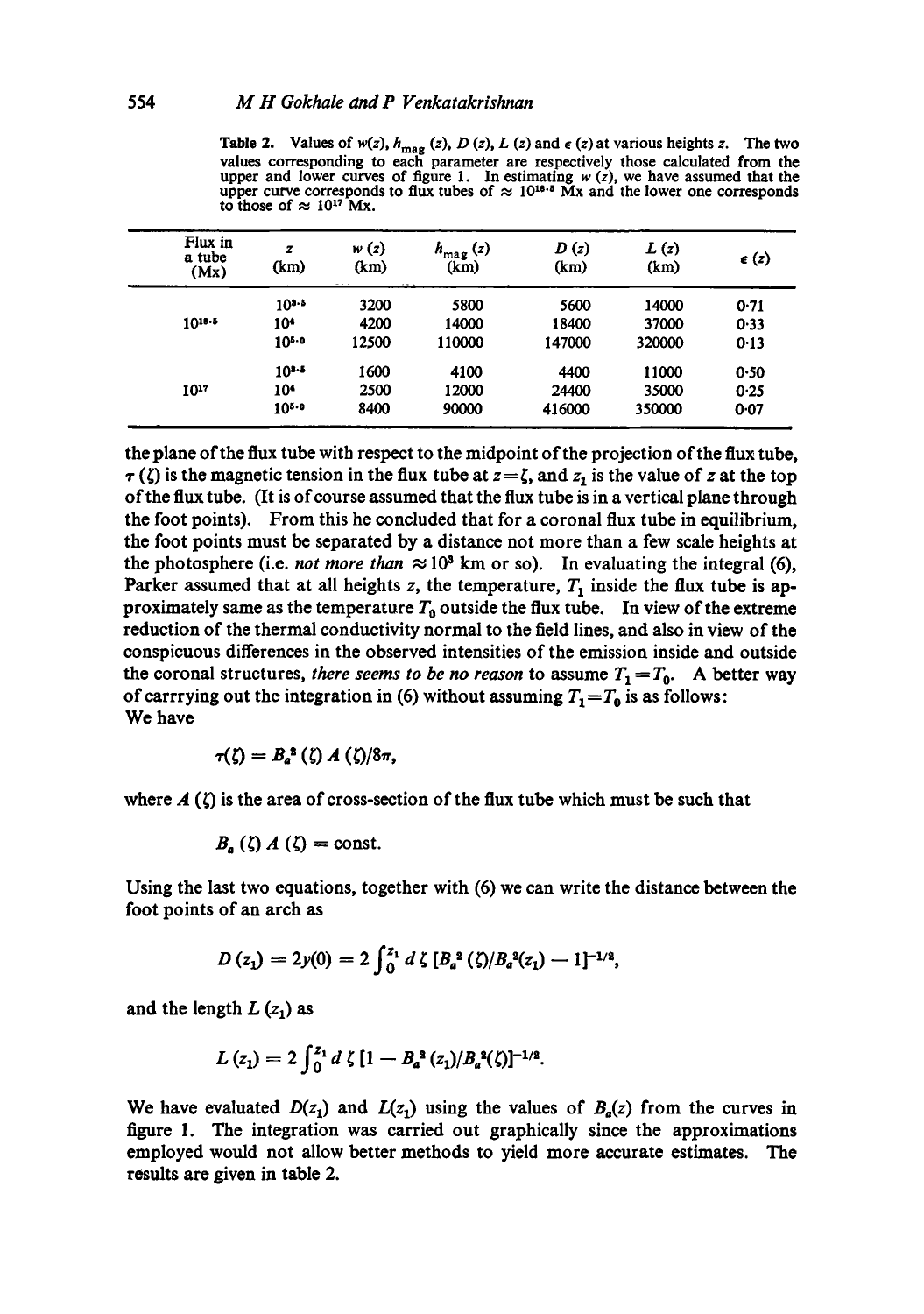**Table 2.** Values of $w(z)$, $h_{mag}(z)$, $D(z)$, $L(z)$ and $\epsilon(z)$ at various heights $z$. The two values corresponding to each parameter are respectively those calculated from the upper and lower curves of figure 1. In estimating $w(z)$, we have assumed that the upper curve corresponds to flux tubes of $\approx 10^{18.5}$ Mx and the lower one corresponds to those of $\approx 10^{17}$ Mx.

| Flux in a tube (Mx) | $z$ (km) | $w(z)$ (km) | $h_{mag}(z)$ (km) | $D(z)$ (km) | $L(z)$ (km) | $\epsilon(z)$ |
|---|---|---|---|---|---|---|
| | $10^{3.5}$ | 3200 | 5800 | 5600 | 14000 | 0·71 |
| $10^{18.5}$ | $10^{4}$ | 4200 | 14000 | 18400 | 37000 | 0·33 |
| | $10^{5.0}$ | 12500 | 110000 | 147000 | 320000 | 0·13 |
| | $10^{3.5}$ | 1600 | 4100 | 4400 | 11000 | 0·50 |
| $10^{17}$ | $10^{4}$ | 2500 | 12000 | 24400 | 35000 | 0·25 |
| | $10^{5.0}$ | 8400 | 90000 | 416000 | 350000 | 0·07 |

the plane of the flux tube with respect to the midpoint of the projection of the flux tube, $\tau(\zeta)$ is the magnetic tension in the flux tube at $z = \zeta$, and $z_1$ is the value of $z$ at the top of the flux tube. (It is of course assumed that the flux tube is in a vertical plane through the foot points). From this he concluded that for a coronal flux tube in equilibrium, the foot points must be separated by a distance not more than a few scale heights at the photosphere (i.e. *not more than* $\approx 10^3$ km or so). In evaluating the integral (6), Parker assumed that at all heights $z$, the temperature, $T_1$ inside the flux tube is approximately same as the temperature $T_0$ outside the flux tube. In view of the extreme reduction of the thermal conductivity normal to the field lines, and also in view of the conspicuous differences in the observed intensities of the emission inside and outside the coronal structures, *there seems to be no reason* to assume $T_1 = T_0$. A better way of carrrying out the integration in (6) without assuming $T_1 = T_0$ is as follows:
We have

$$\tau(\zeta) = B_a^2(\zeta)\, A(\zeta)/8\pi,$$

where $A(\zeta)$ is the area of cross-section of the flux tube which must be such that

$$B_a(\zeta)\, A(\zeta) = \text{const.}$$

Using the last two equations, together with (6) we can write the distance between the foot points of an arch as

$$D(z_1) = 2y(0) = 2\int_0^{z_1} d\zeta\, [B_a^2(\zeta)/B_a^2(z_1) - 1]^{-1/2},$$

and the length $L(z_1)$ as

$$L(z_1) = 2\int_0^{z_1} d\zeta\, [1 - B_a^2(z_1)/B_a^2(\zeta)]^{-1/2}.$$

We have evaluated $D(z_1)$ and $L(z_1)$ using the values of $B_a(z)$ from the curves in figure 1. The integration was carried out graphically since the approximations employed would not allow better methods to yield more accurate estimates. The results are given in table 2.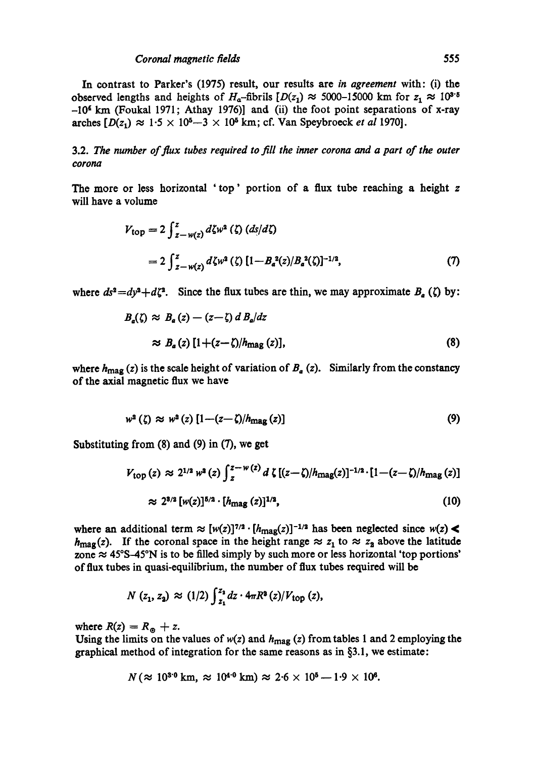In contrast to Parker's (1975) result, our results are *in agreement* with: (i) the observed lengths and heights of $H_\alpha$-fibrils [$D(z_1) \approx$ 5000–15000 km for $z_1 \approx 10^{3.5}$ –$10^4$ km (Foukal 1971; Athay 1976)] and (ii) the foot point separations of x-ray arches [$D(z_1) \approx 1 \cdot 5 \times 10^5$—$3 \times 10^5$ km; cf. Van Speybroeck *et al* 1970].

### 3.2. *The number of flux tubes required to fill the inner corona and a part of the outer corona*

The more or less horizontal 'top' portion of a flux tube reaching a height $z$ will have a volume

$$V_{\text{top}} = 2 \int_{z-w(z)}^{z} d\zeta w^2 (\zeta) \, (ds/d\zeta)$$

$$= 2 \int_{z-w(z)}^{z} d\zeta w^2 (\zeta) \, [1 - B_a^2(z)/B_a^2(\zeta)]^{-1/2}, \tag{7}$$

where $ds^2 = dy^2 + d\zeta^2$. Since the flux tubes are thin, we may approximate $B_a(\zeta)$ by:

$$B_a(\zeta) \approx B_a(z) - (z - \zeta) \, d B_a/dz$$

$$\approx B_a(z) \, [1 + (z - \zeta)/h_{\text{mag}}(z)], \tag{8}$$

where $h_{\text{mag}}(z)$ is the scale height of variation of $B_a(z)$. Similarly from the constancy of the axial magnetic flux we have

$$w^2(\zeta) \approx w^2(z) \, [1 - (z - \zeta)/h_{\text{mag}}(z)] \tag{9}$$

Substituting from (8) and (9) in (7), we get

$$V_{\text{top}}(z) \approx 2^{1/2} \, w^2(z) \int_{z}^{z-w(z)} d\,\zeta \, [(z-\zeta)/h_{\text{mag}}(z)]^{-1/2} \cdot [1 - (z-\zeta)/h_{\text{mag}}(z)]$$

$$\approx 2^{3/2} \, [w(z)]^{5/2} \cdot [h_{\text{mag}}(z)]^{1/2}, \tag{10}$$

where an additional term $\approx [w(z)]^{7/2} \cdot [h_{\text{mag}}(z)]^{-1/2}$ has been neglected since $w(z) \ll h_{\text{mag}}(z)$. If the coronal space in the height range $\approx z_1$ to $\approx z_2$ above the latitude zone $\approx$ 45°S–45°N is to be filled simply by such more or less horizontal 'top portions' of flux tubes in quasi-equilibrium, the number of flux tubes required will be

$$N(z_1, z_2) \approx (1/2) \int_{z_1}^{z_2} dz \cdot 4\pi R^2(z)/V_{\text{top}}(z),$$

where $R(z) = R_\odot + z$.

Using the limits on the values of $w(z)$ and $h_{\text{mag}}(z)$ from tables 1 and 2 employing the graphical method of integration for the same reasons as in §3.1, we estimate:

$$N(\approx 10^{3 \cdot 0} \text{ km}, \approx 10^{4 \cdot 0} \text{ km}) \approx 2 \cdot 6 \times 10^5 - 1 \cdot 9 \times 10^6.$$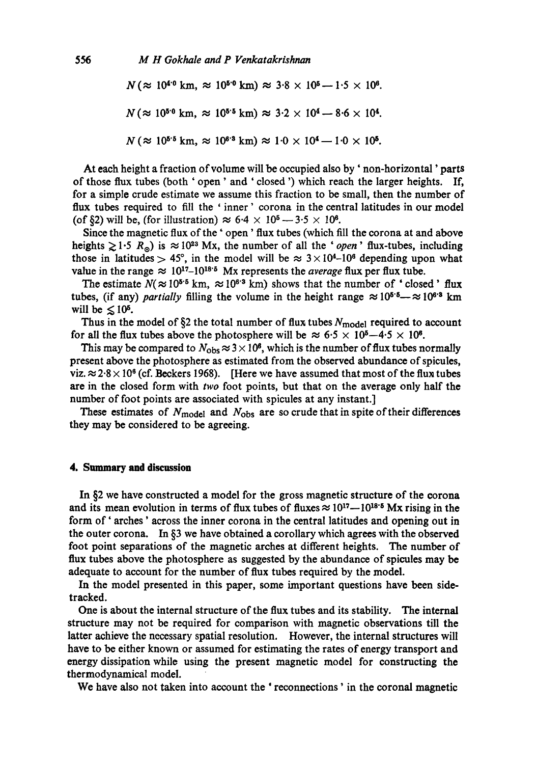$$N(\approx 10^{4\cdot0}\ \text{km}, \approx 10^{5\cdot0}\ \text{km}) \approx 3\cdot8 \times 10^5 - 1\cdot5 \times 10^6.$$

$$N(\approx 10^{5\cdot0}\ \text{km}, \approx 10^{5\cdot5}\ \text{km}) \approx 3\cdot2 \times 10^4 - 8\cdot6 \times 10^4.$$

$$N(\approx 10^{5\cdot5}\ \text{km}, \approx 10^{6\cdot3}\ \text{km}) \approx 1\cdot0 \times 10^4 - 1\cdot0 \times 10^5.$$

At each height a fraction of volume will be occupied also by ' non-horizontal ' parts of those flux tubes (both ' open ' and ' closed ') which reach the larger heights. If, for a simple crude estimate we assume this fraction to be small, then the number of flux tubes required to fill the ' inner ' corona in the central latitudes in our model (of §2) will be, (for illustration) $\approx 6\cdot4 \times 10^5 - 3\cdot5 \times 10^6$.

Since the magnetic flux of the ' open ' flux tubes (which fill the corona at and above heights $\gtrsim 1\cdot5\ R_\odot$) is $\approx 10^{23}$ Mx, the number of all the ' *open* ' flux-tubes, including those in latitudes $> 45°$, in the model will be $\approx 3 \times 10^4$–$10^6$ depending upon what value in the range $\approx 10^{17}$–$10^{18\cdot5}$ Mx represents the *average* flux per flux tube.

The estimate $N(\approx 10^{5\cdot5}\ \text{km}, \approx 10^{6\cdot3}\ \text{km})$ shows that the number of ' closed ' flux tubes, (if any) *partially* filling the volume in the height range $\approx 10^{5\cdot5}$—$\approx 10^{6\cdot3}$ km will be $\lesssim 10^5$.

Thus in the model of §2 the total number of flux tubes $N_{\text{model}}$ required to account for all the flux tubes above the photosphere will be $\approx 6\cdot5 \times 10^5$—$4\cdot5 \times 10^6$.

This may be compared to $N_{\text{obs}} \approx 3 \times 10^6$, which is the number of flux tubes normally present above the photosphere as estimated from the observed abundance of spicules, viz. $\approx 2\cdot8 \times 10^6$ (cf. Beckers 1968). [Here we have assumed that most of the flux tubes are in the closed form with *two* foot points, but that on the average only half the number of foot points are associated with spicules at any instant.]

These estimates of $N_{\text{model}}$ and $N_{\text{obs}}$ are so crude that in spite of their differences they may be considered to be agreeing.

## 4. Summary and discussion

In §2 we have constructed a model for the gross magnetic structure of the corona and its mean evolution in terms of flux tubes of fluxes $\approx 10^{17}$—$10^{18\cdot5}$ Mx rising in the form of ' arches ' across the inner corona in the central latitudes and opening out in the outer corona. In §3 we have obtained a corollary which agrees with the observed foot point separations of the magnetic arches at different heights. The number of flux tubes above the photosphere as suggested by the abundance of spicules may be adequate to account for the number of flux tubes required by the model.

In the model presented in this paper, some important questions have been side-tracked.

One is about the internal structure of the flux tubes and its stability. The internal structure may not be required for comparison with magnetic observations till the latter achieve the necessary spatial resolution. However, the internal structures will have to be either known or assumed for estimating the rates of energy transport and energy dissipation while using the present magnetic model for constructing the thermodynamical model.

We have also not taken into account the ' reconnections ' in the coronal magnetic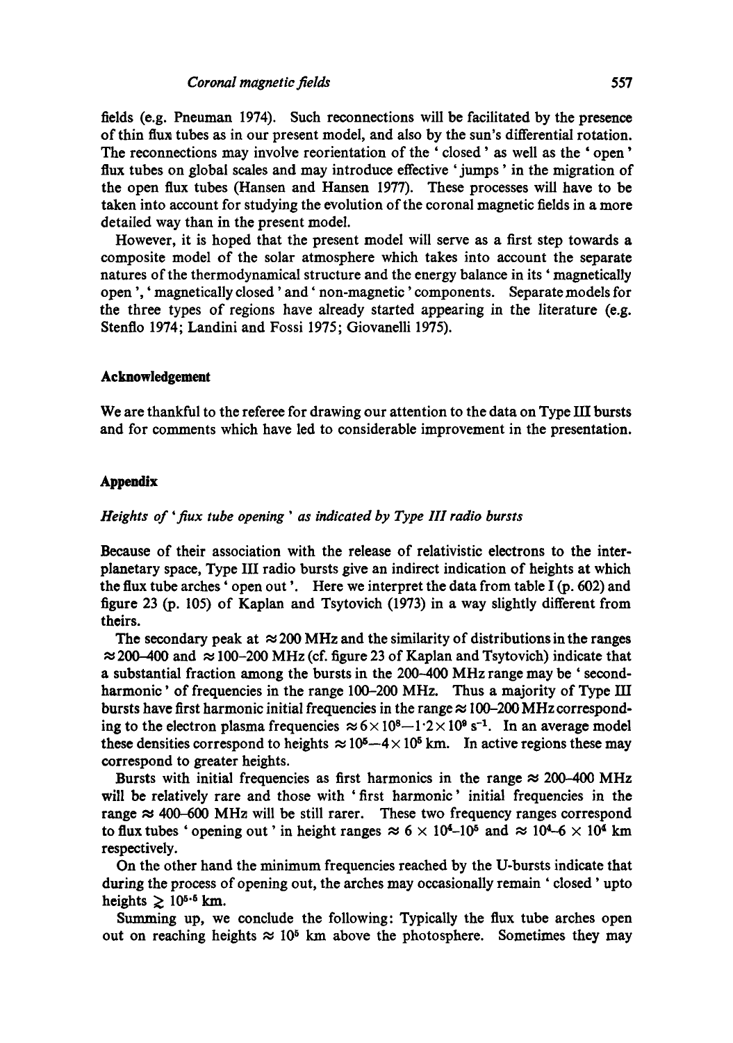fields (e.g. Pneuman 1974). Such reconnections will be facilitated by the presence of thin flux tubes as in our present model, and also by the sun's differential rotation. The reconnections may involve reorientation of the 'closed' as well as the 'open' flux tubes on global scales and may introduce effective 'jumps' in the migration of the open flux tubes (Hansen and Hansen 1977). These processes will have to be taken into account for studying the evolution of the coronal magnetic fields in a more detailed way than in the present model.

However, it is hoped that the present model will serve as a first step towards a composite model of the solar atmosphere which takes into account the separate natures of the thermodynamical structure and the energy balance in its 'magnetically open', 'magnetically closed' and 'non-magnetic' components. Separate models for the three types of regions have already started appearing in the literature (e.g. Stenflo 1974; Landini and Fossi 1975; Giovanelli 1975).

### Acknowledgement

We are thankful to the referee for drawing our attention to the data on Type III bursts and for comments which have led to considerable improvement in the presentation.

### Appendix

*Heights of 'flux tube opening' as indicated by Type III radio bursts*

Because of their association with the release of relativistic electrons to the interplanetary space, Type III radio bursts give an indirect indication of heights at which the flux tube arches 'open out'. Here we interpret the data from table I (p. 602) and figure 23 (p. 105) of Kaplan and Tsytovich (1973) in a way slightly different from theirs.

The secondary peak at $\approx 200$ MHz and the similarity of distributions in the ranges $\approx 200$–400 and $\approx 100$–200 MHz (cf. figure 23 of Kaplan and Tsytovich) indicate that a substantial fraction among the bursts in the 200–400 MHz range may be 'second-harmonic' of frequencies in the range 100–200 MHz. Thus a majority of Type III bursts have first harmonic initial frequencies in the range $\approx 100$–200 MHz corresponding to the electron plasma frequencies $\approx 6\times10^{8}$—$1{\cdot}2\times10^{9}$ s$^{-1}$. In an average model these densities correspond to heights $\approx 10^{5}$—$4\times10^{5}$ km. In active regions these may correspond to greater heights.

Bursts with initial frequencies as first harmonics in the range $\approx$ 200–400 MHz will be relatively rare and those with 'first harmonic' initial frequencies in the range $\approx$ 400–600 MHz will be still rarer. These two frequency ranges correspond to flux tubes 'opening out' in height ranges $\approx 6\times10^{4}$–$10^{5}$ and $\approx 10^{4}$–$6\times10^{4}$ km respectively.

On the other hand the minimum frequencies reached by the U-bursts indicate that during the process of opening out, the arches may occasionally remain 'closed' upto heights $\gtrsim 10^{5\cdot5}$ km.

Summing up, we conclude the following: Typically the flux tube arches open out on reaching heights $\approx 10^{5}$ km above the photosphere. Sometimes they may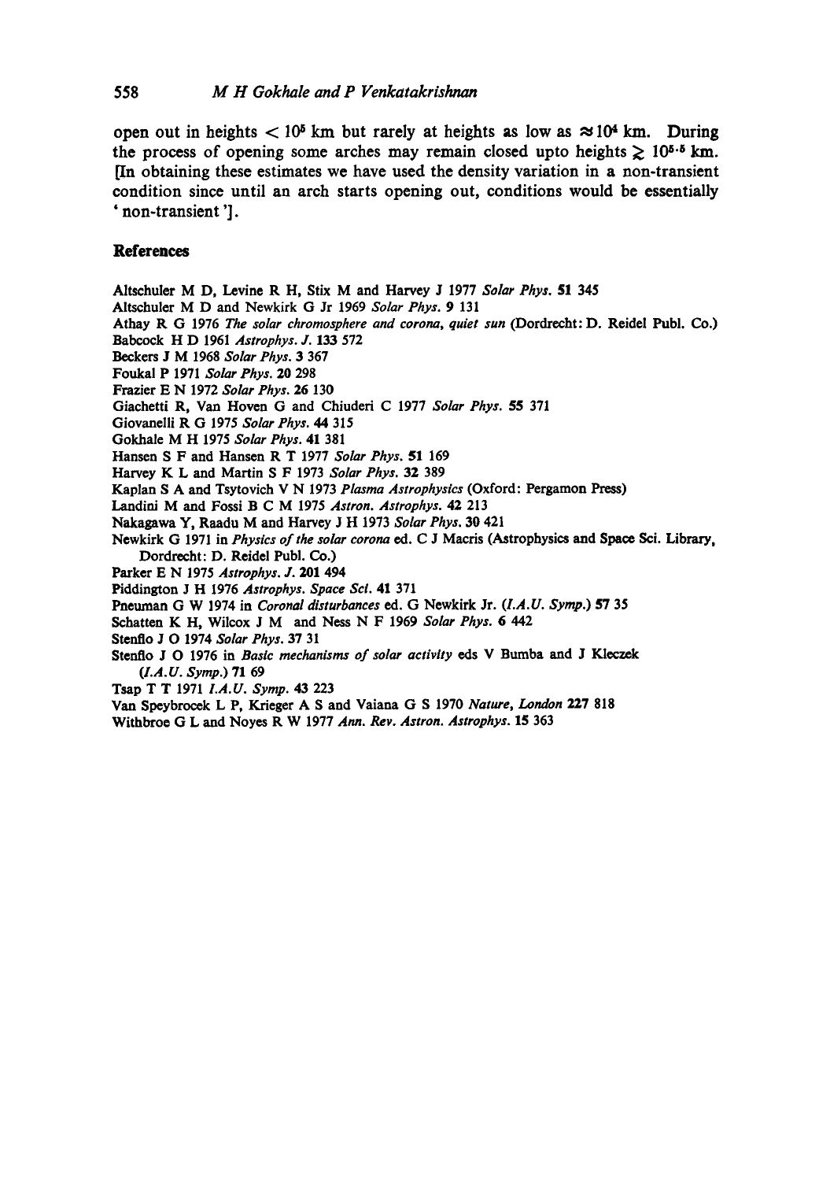open out in heights $< 10^5$ km but rarely at heights as low as $\approx 10^4$ km. During the process of opening some arches may remain closed upto heights $\gtrsim 10^{5.5}$ km. [In obtaining these estimates we have used the density variation in a non-transient condition since until an arch starts opening out, conditions would be essentially 'non-transient'].

## References

Altschuler M D, Levine R H, Stix M and Harvey J 1977 *Solar Phys.* **51** 345

Altschuler M D and Newkirk G Jr 1969 *Solar Phys.* **9** 131

Athay R G 1976 *The solar chromosphere and corona, quiet sun* (Dordrecht: D. Reidel Publ. Co.)

Babcock H D 1961 *Astrophys. J.* **133** 572

Beckers J M 1968 *Solar Phys.* **3** 367

Foukal P 1971 *Solar Phys.* **20** 298

Frazier E N 1972 *Solar Phys.* **26** 130

Giachetti R, Van Hoven G and Chiuderi C 1977 *Solar Phys.* **55** 371

Giovanelli R G 1975 *Solar Phys.* **44** 315

Gokhale M H 1975 *Solar Phys.* **41** 381

Hansen S F and Hansen R T 1977 *Solar Phys.* **51** 169

Harvey K L and Martin S F 1973 *Solar Phys.* **32** 389

Kaplan S A and Tsytovich V N 1973 *Plasma Astrophysics* (Oxford: Pergamon Press)

Landini M and Fossi B C M 1975 *Astron. Astrophys.* **42** 213

Nakagawa Y, Raadu M and Harvey J H 1973 *Solar Phys.* **30** 421

Newkirk G 1971 in *Physics of the solar corona* ed. C J Macris (Astrophysics and Space Sci. Library, Dordrecht: D. Reidel Publ. Co.)

Parker E N 1975 *Astrophys. J.* **201** 494

Piddington J H 1976 *Astrophys. Space Sci.* **41** 371

Pneuman G W 1974 in *Coronal disturbances* ed. G Newkirk Jr. (*I.A.U. Symp.*) **57** 35

Schatten K H, Wilcox J M and Ness N F 1969 *Solar Phys.* **6** 442

Stenflo J O 1974 *Solar Phys.* **37** 31

Stenflo J O 1976 in *Basic mechanisms of solar activity* eds V Bumba and J Kleczek (*I.A.U. Symp.*) **71** 69

Tsap T T 1971 *I.A.U. Symp.* **43** 223

Van Speybroeck L P, Krieger A S and Vaiana G S 1970 *Nature, London* **227** 818

Withbroe G L and Noyes R W 1977 *Ann. Rev. Astron. Astrophys.* **15** 363